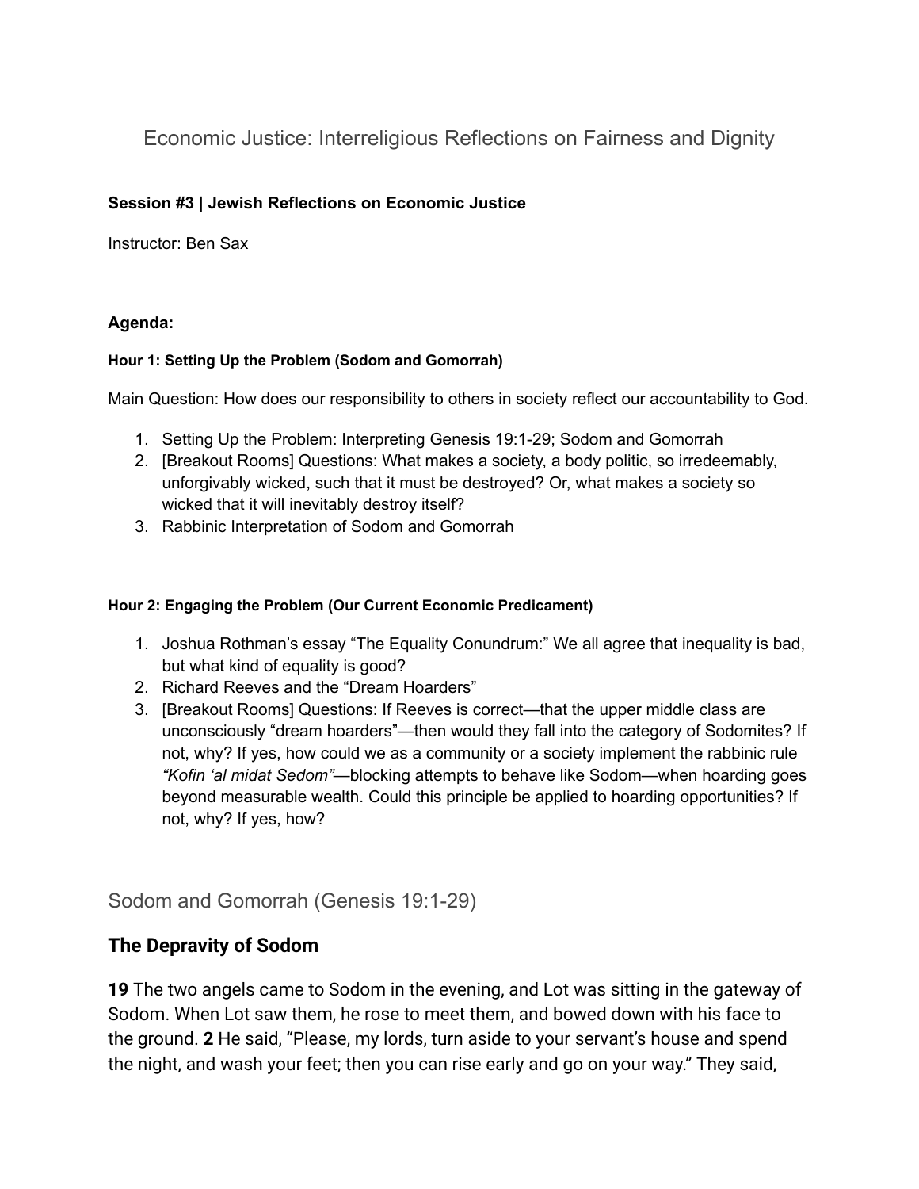# Economic Justice: Interreligious Reflections on Fairness and Dignity

**Session #3 | Jewish Reflections on Economic Justice**

Instructor: Ben Sax

**Agenda:**

#### Hour 1: Setting Up the Problem (Sodom and Gomorrah)

Main Question: How does our responsibility to others in society reflect our accountability to God.

1. Setting Up the Problem: Interpreting Genesis 19:1-29; Sodom and Gomorrah
2. [Breakout Rooms] Questions: What makes a society, a body politic, so irredeemably, unforgivably wicked, such that it must be destroyed? Or, what makes a society so wicked that it will inevitably destroy itself?
3. Rabbinic Interpretation of Sodom and Gomorrah

#### Hour 2: Engaging the Problem (Our Current Economic Predicament)

1. Joshua Rothman's essay "The Equality Conundrum:" We all agree that inequality is bad, but what kind of equality is good?
2. Richard Reeves and the "Dream Hoarders"
3. [Breakout Rooms] Questions: If Reeves is correct—that the upper middle class are unconsciously "dream hoarders"—then would they fall into the category of Sodomites? If not, why? If yes, how could we as a community or a society implement the rabbinic rule *"Kofin 'al midat Sedom"*—blocking attempts to behave like Sodom—when hoarding goes beyond measurable wealth. Could this principle be applied to hoarding opportunities? If not, why? If yes, how?

## Sodom and Gomorrah (Genesis 19:1-29)

### The Depravity of Sodom

**19** The two angels came to Sodom in the evening, and Lot was sitting in the gateway of Sodom. When Lot saw them, he rose to meet them, and bowed down with his face to the ground. **2** He said, "Please, my lords, turn aside to your servant's house and spend the night, and wash your feet; then you can rise early and go on your way." They said,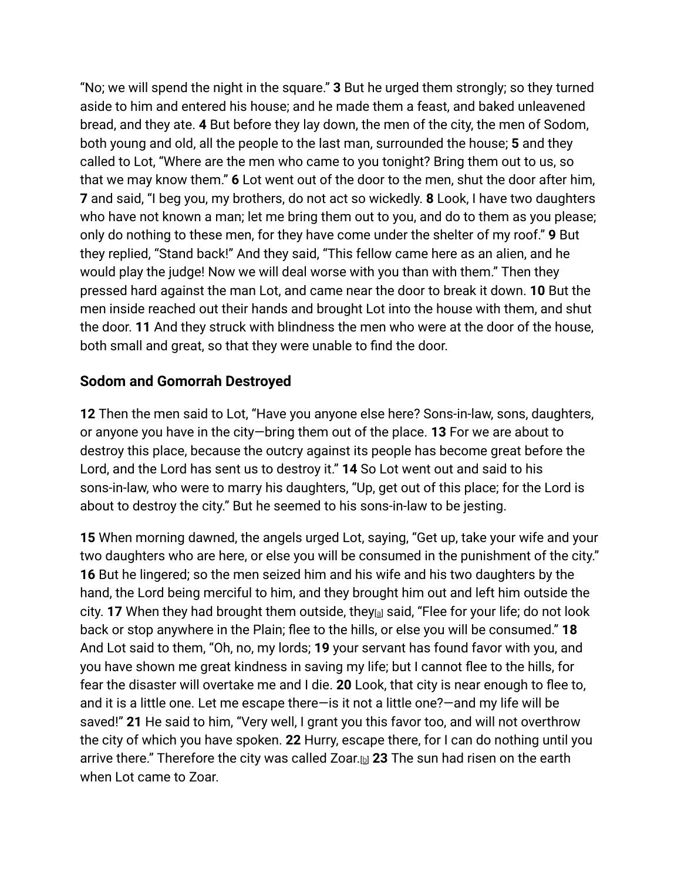"No; we will spend the night in the square." **3** But he urged them strongly; so they turned aside to him and entered his house; and he made them a feast, and baked unleavened bread, and they ate. **4** But before they lay down, the men of the city, the men of Sodom, both young and old, all the people to the last man, surrounded the house; **5** and they called to Lot, "Where are the men who came to you tonight? Bring them out to us, so that we may know them." **6** Lot went out of the door to the men, shut the door after him, **7** and said, "I beg you, my brothers, do not act so wickedly. **8** Look, I have two daughters who have not known a man; let me bring them out to you, and do to them as you please; only do nothing to these men, for they have come under the shelter of my roof." **9** But they replied, "Stand back!" And they said, "This fellow came here as an alien, and he would play the judge! Now we will deal worse with you than with them." Then they pressed hard against the man Lot, and came near the door to break it down. **10** But the men inside reached out their hands and brought Lot into the house with them, and shut the door. **11** And they struck with blindness the men who were at the door of the house, both small and great, so that they were unable to find the door.

## Sodom and Gomorrah Destroyed

**12** Then the men said to Lot, "Have you anyone else here? Sons-in-law, sons, daughters, or anyone you have in the city—bring them out of the place. **13** For we are about to destroy this place, because the outcry against its people has become great before the Lord, and the Lord has sent us to destroy it." **14** So Lot went out and said to his sons-in-law, who were to marry his daughters, "Up, get out of this place; for the Lord is about to destroy the city." But he seemed to his sons-in-law to be jesting.

**15** When morning dawned, the angels urged Lot, saying, "Get up, take your wife and your two daughters who are here, or else you will be consumed in the punishment of the city." **16** But he lingered; so the men seized him and his wife and his two daughters by the hand, the Lord being merciful to him, and they brought him out and left him outside the city. **17** When they had brought them outside, they[a] said, "Flee for your life; do not look back or stop anywhere in the Plain; flee to the hills, or else you will be consumed." **18** And Lot said to them, "Oh, no, my lords; **19** your servant has found favor with you, and you have shown me great kindness in saving my life; but I cannot flee to the hills, for fear the disaster will overtake me and I die. **20** Look, that city is near enough to flee to, and it is a little one. Let me escape there—is it not a little one?—and my life will be saved!" **21** He said to him, "Very well, I grant you this favor too, and will not overthrow the city of which you have spoken. **22** Hurry, escape there, for I can do nothing until you arrive there." Therefore the city was called Zoar.[b] **23** The sun had risen on the earth when Lot came to Zoar.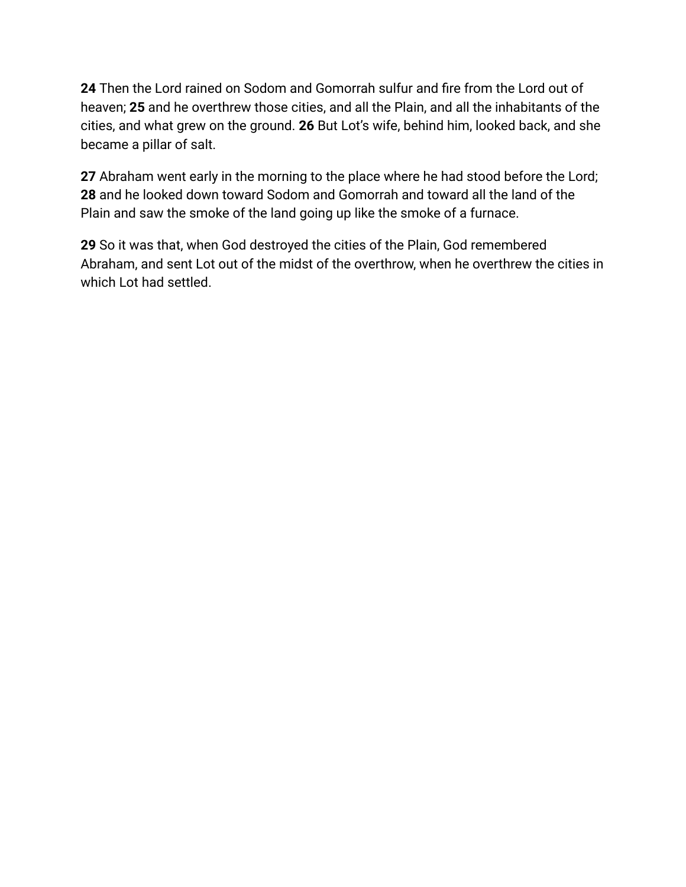**24** Then the Lord rained on Sodom and Gomorrah sulfur and fire from the Lord out of heaven; **25** and he overthrew those cities, and all the Plain, and all the inhabitants of the cities, and what grew on the ground. **26** But Lot's wife, behind him, looked back, and she became a pillar of salt.

**27** Abraham went early in the morning to the place where he had stood before the Lord; **28** and he looked down toward Sodom and Gomorrah and toward all the land of the Plain and saw the smoke of the land going up like the smoke of a furnace.

**29** So it was that, when God destroyed the cities of the Plain, God remembered Abraham, and sent Lot out of the midst of the overthrow, when he overthrew the cities in which Lot had settled.